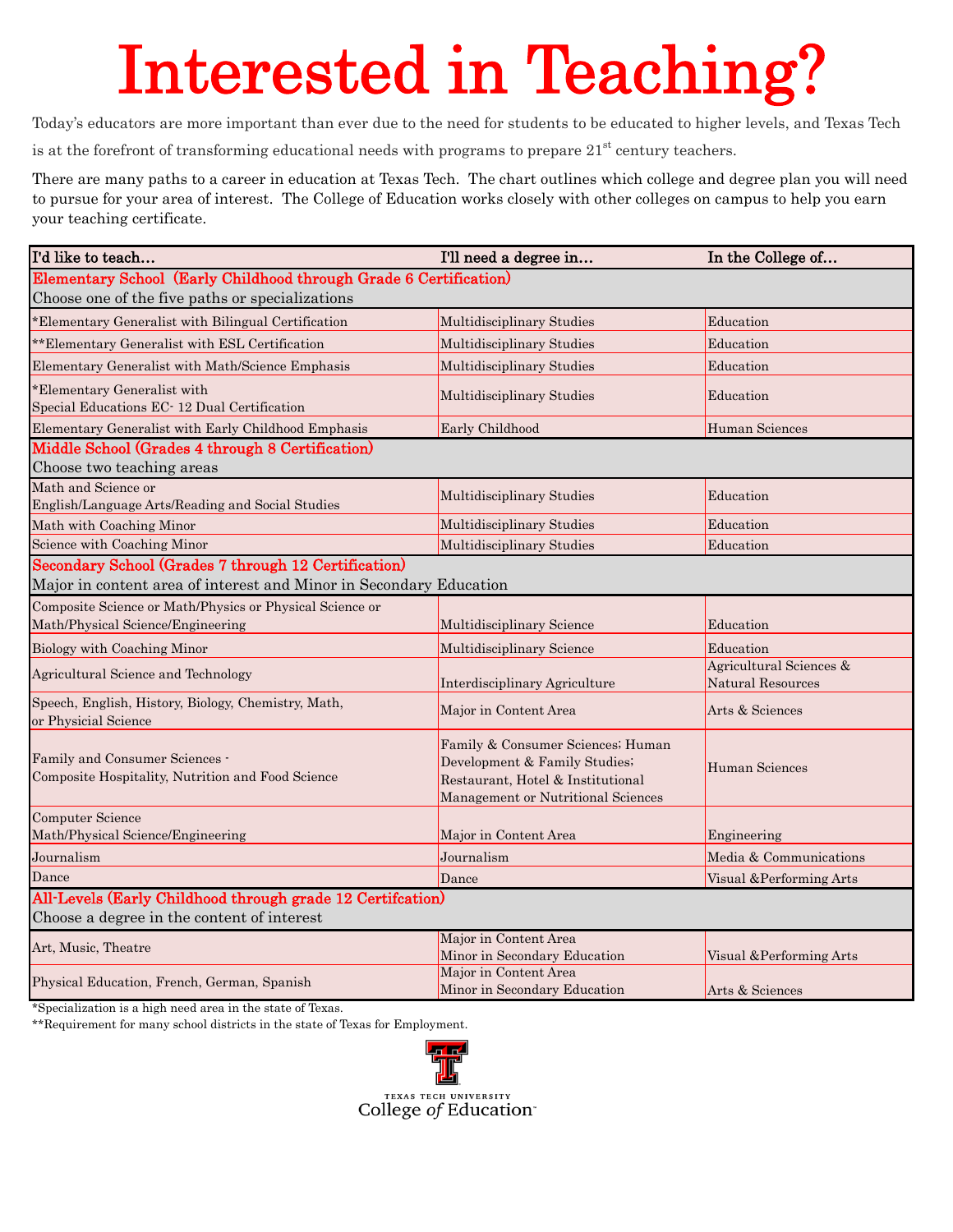# Interested in Teaching?

Today's educators are more important than ever due to the need for students to be educated to higher levels, and Texas Tech is at the forefront of transforming educational needs with programs to prepare 21st century teachers.

There are many paths to a career in education at Texas Tech. The chart outlines which college and degree plan you will need to pursue for your area of interest. The College of Education works closely with other colleges on campus to help you earn your teaching certificate.

| I'd like to teach… | I'll need a degree in… | In the College of… |
|---|---|---|
| **Elementary School (Early Childhood through Grade 6 Certification)** Choose one of the five paths or specializations | | |
| *Elementary Generalist with Bilingual Certification | Multidisciplinary Studies | Education |
| **Elementary Generalist with ESL Certification | Multidisciplinary Studies | Education |
| Elementary Generalist with Math/Science Emphasis | Multidisciplinary Studies | Education |
| *Elementary Generalist with Special Educations EC- 12 Dual Certification | Multidisciplinary Studies | Education |
| Elementary Generalist with Early Childhood Emphasis | Early Childhood | Human Sciences |
| **Middle School (Grades 4 through 8 Certification)** Choose two teaching areas | | |
| Math and Science or English/Language Arts/Reading and Social Studies | Multidisciplinary Studies | Education |
| Math with Coaching Minor | Multidisciplinary Studies | Education |
| Science with Coaching Minor | Multidisciplinary Studies | Education |
| **Secondary School (Grades 7 through 12 Certification)** Major in content area of interest and Minor in Secondary Education | | |
| Composite Science or Math/Physics or Physical Science or Math/Physical Science/Engineering | Multidisciplinary Science | Education |
| Biology with Coaching Minor | Multidisciplinary Science | Education |
| Agricultural Science and Technology | Interdisciplinary Agriculture | Agricultural Sciences & Natural Resources |
| Speech, English, History, Biology, Chemistry, Math, or Physicial Science | Major in Content Area | Arts & Sciences |
| Family and Consumer Sciences - Composite Hospitality, Nutrition and Food Science | Family & Consumer Sciences; Human Development & Family Studies; Restaurant, Hotel & Institutional Management or Nutritional Sciences | Human Sciences |
| Computer Science Math/Physical Science/Engineering | Major in Content Area | Engineering |
| Journalism | Journalism | Media & Communications |
| Dance | Dance | Visual &Performing Arts |
| **All-Levels (Early Childhood through grade 12 Certifcation)** Choose a degree in the content of interest | | |
| Art, Music, Theatre | Major in Content Area Minor in Secondary Education | Visual &Performing Arts |
| Physical Education, French, German, Spanish | Major in Content Area Minor in Secondary Education | Arts & Sciences |

*Specialization is a high need area in the state of Texas.

**Requirement for many school districts in the state of Texas for Employment.

TEXAS TECH UNIVERSITY
College *of* Education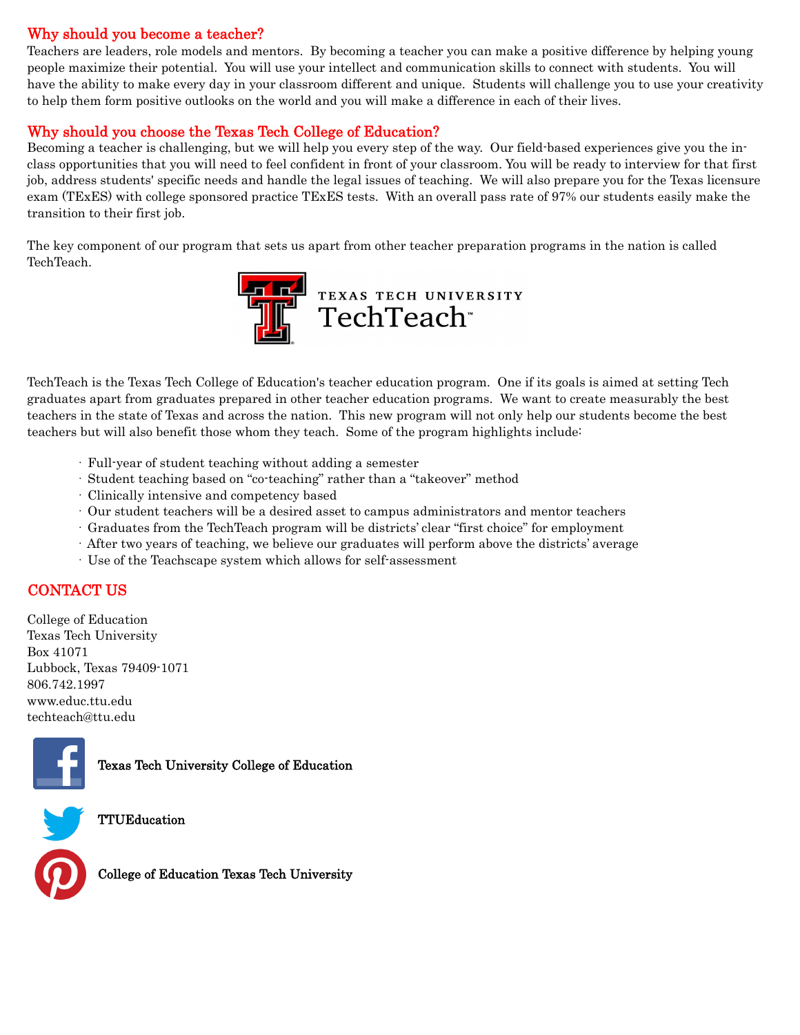## Why should you become a teacher?

Teachers are leaders, role models and mentors. By becoming a teacher you can make a positive difference by helping young people maximize their potential. You will use your intellect and communication skills to connect with students. You will have the ability to make every day in your classroom different and unique. Students will challenge you to use your creativity to help them form positive outlooks on the world and you will make a difference in each of their lives.

## Why should you choose the Texas Tech College of Education?

Becoming a teacher is challenging, but we will help you every step of the way. Our field-based experiences give you the in-class opportunities that you will need to feel confident in front of your classroom. You will be ready to interview for that first job, address students' specific needs and handle the legal issues of teaching. We will also prepare you for the Texas licensure exam (TExES) with college sponsored practice TExES tests. With an overall pass rate of 97% our students easily make the transition to their first job.

The key component of our program that sets us apart from other teacher preparation programs in the nation is called TechTeach.

TEXAS TECH UNIVERSITY
TechTeach™

TechTeach is the Texas Tech College of Education's teacher education program. One if its goals is aimed at setting Tech graduates apart from graduates prepared in other teacher education programs. We want to create measurably the best teachers in the state of Texas and across the nation. This new program will not only help our students become the best teachers but will also benefit those whom they teach. Some of the program highlights include:

- Full-year of student teaching without adding a semester
- Student teaching based on "co-teaching" rather than a "takeover" method
- Clinically intensive and competency based
- Our student teachers will be a desired asset to campus administrators and mentor teachers
- Graduates from the TechTeach program will be districts' clear "first choice" for employment
- After two years of teaching, we believe our graduates will perform above the districts' average
- Use of the Teachscape system which allows for self-assessment

## CONTACT US

College of Education
Texas Tech University
Box 41071
Lubbock, Texas 79409-1071
806.742.1997
www.educ.ttu.edu
techteach@ttu.edu

**Texas Tech University College of Education**

**TTUEducation**

**College of Education Texas Tech University**